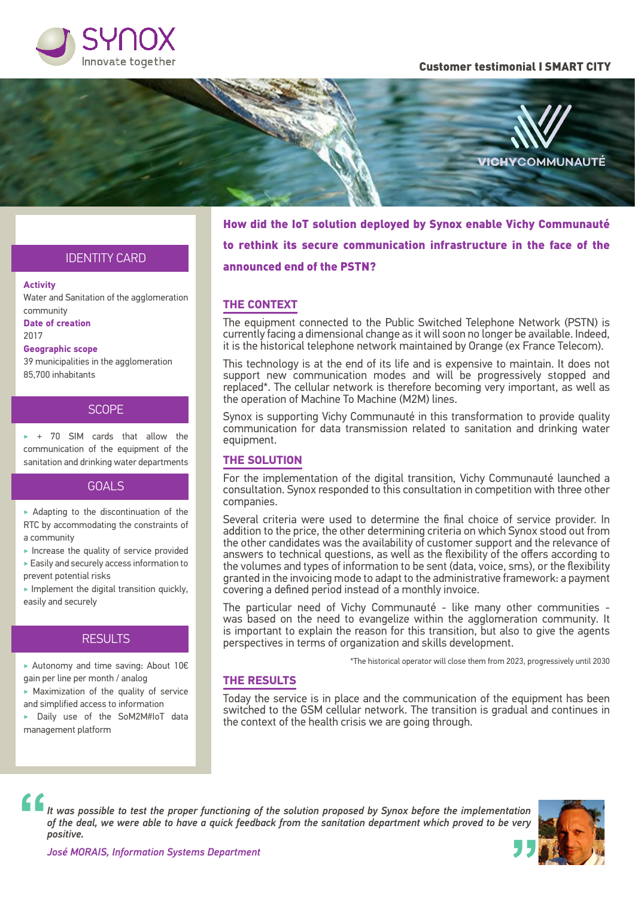Customer testimonial I SMART CITY

# How did the IoT solution deployed by Synox enable Vichy Communauté to rethink its secure communication infrastructure in the face of the announced end of the PSTN?

## IDENTITY CARD

**Activity**
Water and Sanitation of the agglomeration community

**Date of creation**
2017

**Geographic scope**
39 municipalities in the agglomeration
85,700 inhabitants

## SCOPE

- + 70 SIM cards that allow the communication of the equipment of the sanitation and drinking water departments

## GOALS

- Adapting to the discontinuation of the RTC by accommodating the constraints of a community
- Increase the quality of service provided
- Easily and securely access information to prevent potential risks
- Implement the digital transition quickly, easily and securely

## RESULTS

- Autonomy and time saving: About 10€ gain per line per month / analog
- Maximization of the quality of service and simplified access to information
- Daily use of the SoM2M#IoT data management platform

## THE CONTEXT

The equipment connected to the Public Switched Telephone Network (PSTN) is currently facing a dimensional change as it will soon no longer be available. Indeed, it is the historical telephone network maintained by Orange (ex France Telecom).

This technology is at the end of its life and is expensive to maintain. It does not support new communication modes and will be progressively stopped and replaced*. The cellular network is therefore becoming very important, as well as the operation of Machine To Machine (M2M) lines.

Synox is supporting Vichy Communauté in this transformation to provide quality communication for data transmission related to sanitation and drinking water equipment.

## THE SOLUTION

For the implementation of the digital transition, Vichy Communauté launched a consultation. Synox responded to this consultation in competition with three other companies.

Several criteria were used to determine the final choice of service provider. In addition to the price, the other determining criteria on which Synox stood out from the other candidates was the availability of customer support and the relevance of answers to technical questions, as well as the flexibility of the offers according to the volumes and types of information to be sent (data, voice, sms), or the flexibility granted in the invoicing mode to adapt to the administrative framework: a payment covering a defined period instead of a monthly invoice.

The particular need of Vichy Communauté - like many other communities - was based on the need to evangelize within the agglomeration community. It is important to explain the reason for this transition, but also to give the agents perspectives in terms of organization and skills development.

*The historical operator will close them from 2023, progressively until 2030

## THE RESULTS

Today the service is in place and the communication of the equipment has been switched to the GSM cellular network. The transition is gradual and continues in the context of the health crisis we are going through.

> *It was possible to test the proper functioning of the solution proposed by Synox before the implementation of the deal, we were able to have a quick feedback from the sanitation department which proved to be very positive.*
>
> *José MORAIS, Information Systems Department*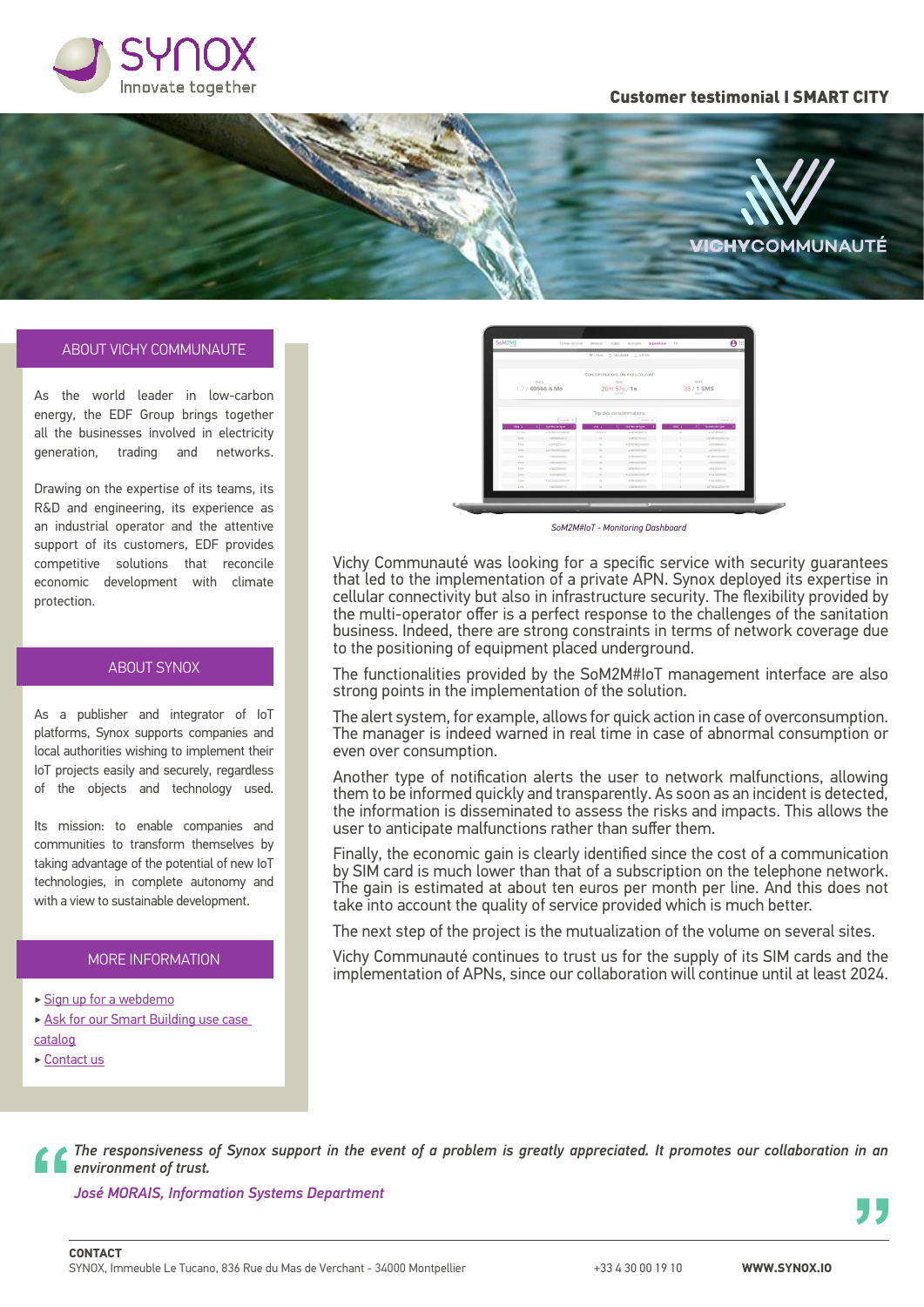Customer testimonial I SMART CITY

VICHYCOMMUNAUTÉ

## ABOUT VICHY COMMUNAUTE

As the world leader in low-carbon energy, the EDF Group brings together all the businesses involved in electricity generation, trading and networks.

Drawing on the expertise of its teams, its R&D and engineering, its experience as an industrial operator and the attentive support of its customers, EDF provides competitive solutions that reconcile economic development with climate protection.

## ABOUT SYNOX

As a publisher and integrator of IoT platforms, Synox supports companies and local authorities wishing to implement their IoT projects easily and securely, regardless of the objects and technology used.

Its mission: to enable companies and communities to transform themselves by taking advantage of the potential of new IoT technologies, in complete autonomy and with a view to sustainable development.

## MORE INFORMATION

- Sign up for a webdemo
- Ask for our Smart Building use case catalog
- Contact us

*SoM2M#IoT - Monitoring Dashboard*

Vichy Communauté was looking for a specific service with security guarantees that led to the implementation of a private APN. Synox deployed its expertise in cellular connectivity but also in infrastructure security. The flexibility provided by the multi-operator offer is a perfect response to the challenges of the sanitation business. Indeed, there are strong constraints in terms of network coverage due to the positioning of equipment placed underground.

The functionalities provided by the SoM2M#IoT management interface are also strong points in the implementation of the solution.

The alert system, for example, allows for quick action in case of overconsumption. The manager is indeed warned in real time in case of abnormal consumption or even over consumption.

Another type of notification alerts the user to network malfunctions, allowing them to be informed quickly and transparently. As soon as an incident is detected, the information is disseminated to assess the risks and impacts. This allows the user to anticipate malfunctions rather than suffer them.

Finally, the economic gain is clearly identified since the cost of a communication by SIM card is much lower than that of a subscription on the telephone network. The gain is estimated at about ten euros per month per line. And this does not take into account the quality of service provided which is much better.

The next step of the project is the mutualization of the volume on several sites.

Vichy Communauté continues to trust us for the supply of its SIM cards and the implementation of APNs, since our collaboration will continue until at least 2024.

> *The responsiveness of Synox support in the event of a problem is greatly appreciated. It promotes our collaboration in an environment of trust.*
>
> *José MORAIS, Information Systems Department*

**CONTACT**
SYNOX, Immeuble Le Tucano, 836 Rue du Mas de Verchant - 34000 Montpellier
+33 4 30 00 19 10
**WWW.SYNOX.IO**